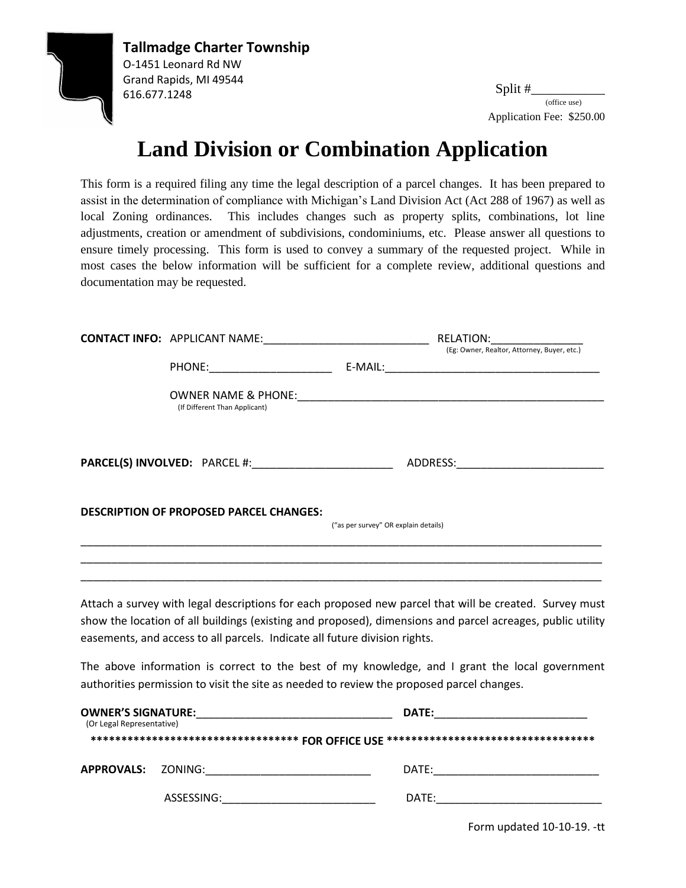**Tallmadge Charter Township**
O-1451 Leonard Rd NW
Grand Rapids, MI 49544
616.677.1248

Split #___________
(office use)
Application Fee: $250.00

# Land Division or Combination Application

This form is a required filing any time the legal description of a parcel changes. It has been prepared to assist in the determination of compliance with Michigan's Land Division Act (Act 288 of 1967) as well as local Zoning ordinances. This includes changes such as property splits, combinations, lot line adjustments, creation or amendment of subdivisions, condominiums, etc. Please answer all questions to ensure timely processing. This form is used to convey a summary of the requested project. While in most cases the below information will be sufficient for a complete review, additional questions and documentation may be requested.

**CONTACT INFO:** APPLICANT NAME:___________________________ RELATION:_______________
(Eg: Owner, Realtor, Attorney, Buyer, etc.)

PHONE:____________________ E-MAIL:___________________________________

OWNER NAME & PHONE:__________________________________________________
(If Different Than Applicant)

**PARCEL(S) INVOLVED:** PARCEL #:________________________ ADDRESS:_________________________

**DESCRIPTION OF PROPOSED PARCEL CHANGES:**
("as per survey" OR explain details)

_____________________________________________________________________________________
_____________________________________________________________________________________
_____________________________________________________________________________________

Attach a survey with legal descriptions for each proposed new parcel that will be created. Survey must show the location of all buildings (existing and proposed), dimensions and parcel acreages, public utility easements, and access to all parcels. Indicate all future division rights.

The above information is correct to the best of my knowledge, and I grant the local government authorities permission to visit the site as needed to review the proposed parcel changes.

**OWNER'S SIGNATURE:**________________________________ **DATE:**_________________________
(Or Legal Representative)

********************************** **FOR OFFICE USE** **********************************

**APPROVALS:** ZONING:___________________________ DATE:___________________________

ASSESSING:_________________________ DATE:___________________________

Form updated 10-10-19. -tt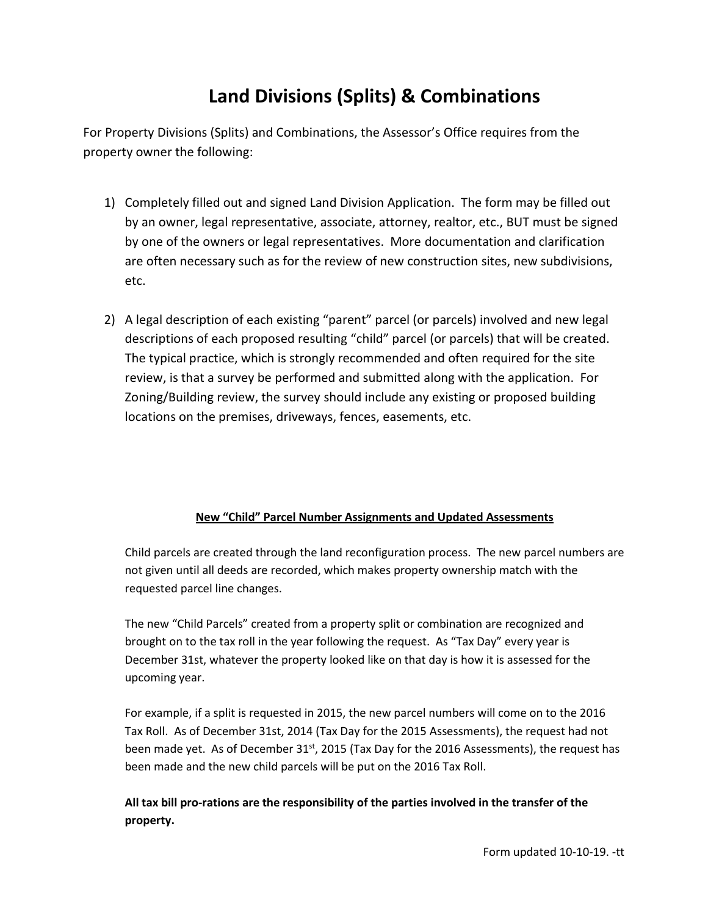# Land Divisions (Splits) & Combinations

For Property Divisions (Splits) and Combinations, the Assessor's Office requires from the property owner the following:

1) Completely filled out and signed Land Division Application. The form may be filled out by an owner, legal representative, associate, attorney, realtor, etc., BUT must be signed by one of the owners or legal representatives. More documentation and clarification are often necessary such as for the review of new construction sites, new subdivisions, etc.

2) A legal description of each existing "parent" parcel (or parcels) involved and new legal descriptions of each proposed resulting "child" parcel (or parcels) that will be created. The typical practice, which is strongly recommended and often required for the site review, is that a survey be performed and submitted along with the application. For Zoning/Building review, the survey should include any existing or proposed building locations on the premises, driveways, fences, easements, etc.

**New "Child" Parcel Number Assignments and Updated Assessments**

Child parcels are created through the land reconfiguration process. The new parcel numbers are not given until all deeds are recorded, which makes property ownership match with the requested parcel line changes.

The new "Child Parcels" created from a property split or combination are recognized and brought on to the tax roll in the year following the request. As "Tax Day" every year is December 31st, whatever the property looked like on that day is how it is assessed for the upcoming year.

For example, if a split is requested in 2015, the new parcel numbers will come on to the 2016 Tax Roll. As of December 31st, 2014 (Tax Day for the 2015 Assessments), the request had not been made yet. As of December 31st, 2015 (Tax Day for the 2016 Assessments), the request has been made and the new child parcels will be put on the 2016 Tax Roll.

**All tax bill pro-rations are the responsibility of the parties involved in the transfer of the property.**

Form updated 10-10-19. -tt